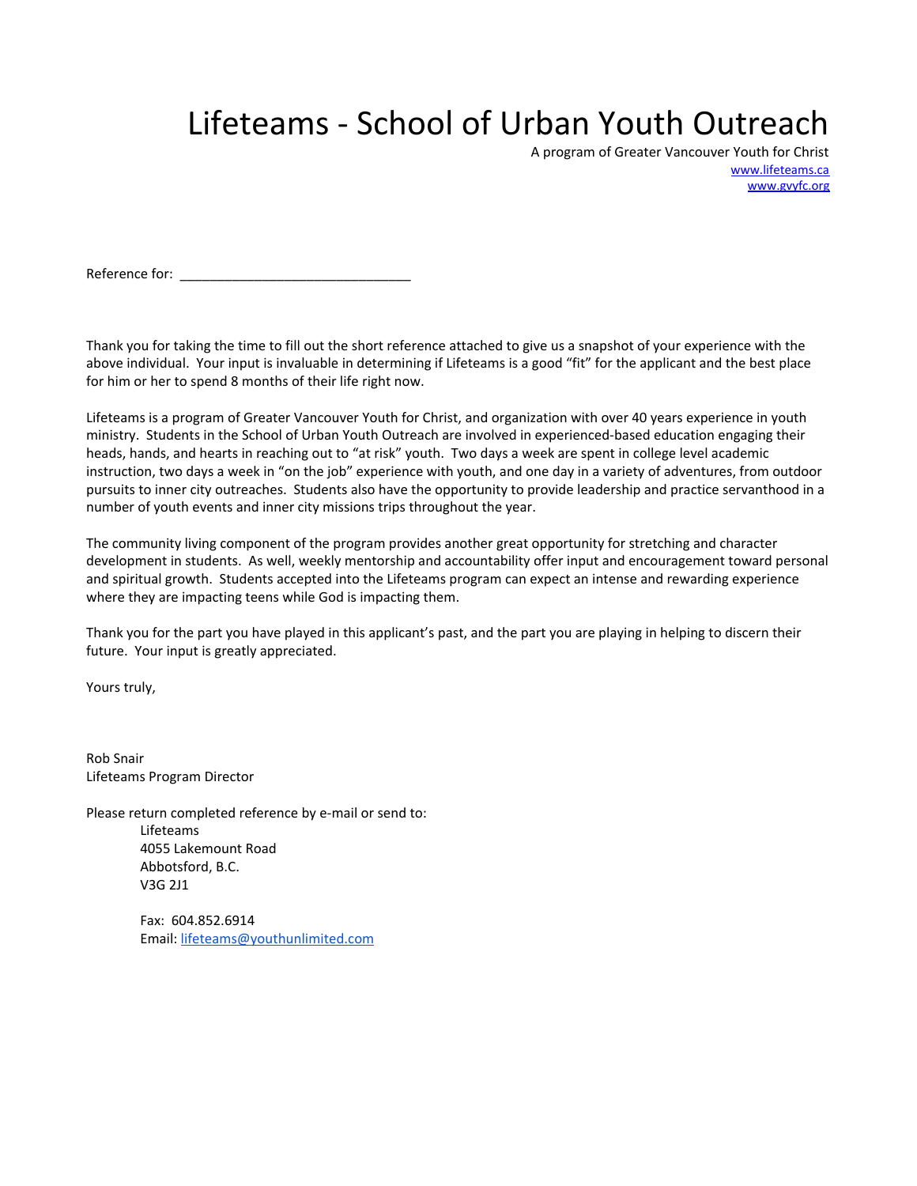# Lifeteams - School of Urban Youth Outreach

A program of Greater Vancouver Youth for Christ
www.lifeteams.ca
www.gvyfc.org

Reference for: _______________________________

Thank you for taking the time to fill out the short reference attached to give us a snapshot of your experience with the above individual. Your input is invaluable in determining if Lifeteams is a good "fit" for the applicant and the best place for him or her to spend 8 months of their life right now.

Lifeteams is a program of Greater Vancouver Youth for Christ, and organization with over 40 years experience in youth ministry. Students in the School of Urban Youth Outreach are involved in experienced-based education engaging their heads, hands, and hearts in reaching out to "at risk" youth. Two days a week are spent in college level academic instruction, two days a week in "on the job" experience with youth, and one day in a variety of adventures, from outdoor pursuits to inner city outreaches. Students also have the opportunity to provide leadership and practice servanthood in a number of youth events and inner city missions trips throughout the year.

The community living component of the program provides another great opportunity for stretching and character development in students. As well, weekly mentorship and accountability offer input and encouragement toward personal and spiritual growth. Students accepted into the Lifeteams program can expect an intense and rewarding experience where they are impacting teens while God is impacting them.

Thank you for the part you have played in this applicant's past, and the part you are playing in helping to discern their future. Your input is greatly appreciated.

Yours truly,

Rob Snair
Lifeteams Program Director

Please return completed reference by e-mail or send to:

Lifeteams
4055 Lakemount Road
Abbotsford, B.C.
V3G 2J1

Fax: 604.852.6914
Email: lifeteams@youthunlimited.com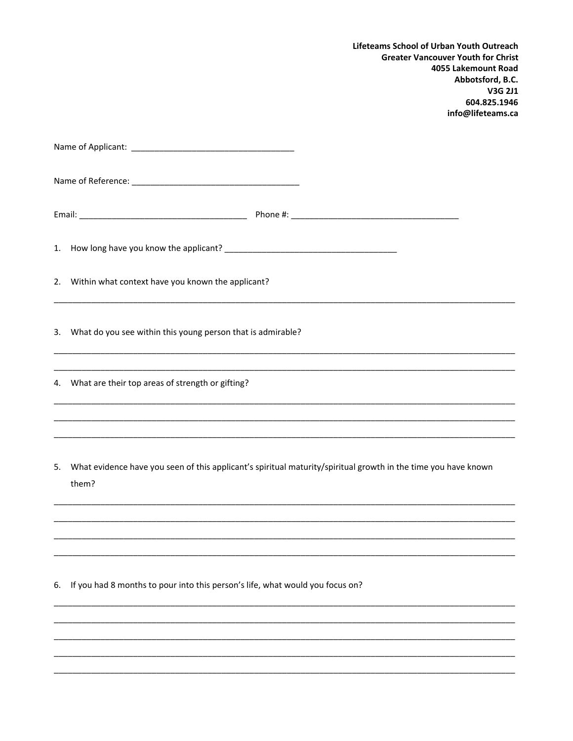**Lifeteams School of Urban Youth Outreach**
**Greater Vancouver Youth for Christ**
**4055 Lakemount Road**
**Abbotsford, B.C.**
**V3G 2J1**
**604.825.1946**
**info@lifeteams.ca**

Name of Applicant: ___________________________________

Name of Reference: ____________________________________

Email: _____________________________________ Phone #: _____________________________________

1. How long have you know the applicant? _____________________________________

2. Within what context have you known the applicant?

_____________________________________________________________________________________________________

3. What do you see within this young person that is admirable?

_____________________________________________________________________________________________________

_____________________________________________________________________________________________________

4. What are their top areas of strength or gifting?

_____________________________________________________________________________________________________

_____________________________________________________________________________________________________

_____________________________________________________________________________________________________

5. What evidence have you seen of this applicant's spiritual maturity/spiritual growth in the time you have known them?

_____________________________________________________________________________________________________

_____________________________________________________________________________________________________

_____________________________________________________________________________________________________

_____________________________________________________________________________________________________

6. If you had 8 months to pour into this person's life, what would you focus on?

_____________________________________________________________________________________________________

_____________________________________________________________________________________________________

_____________________________________________________________________________________________________

_____________________________________________________________________________________________________

_____________________________________________________________________________________________________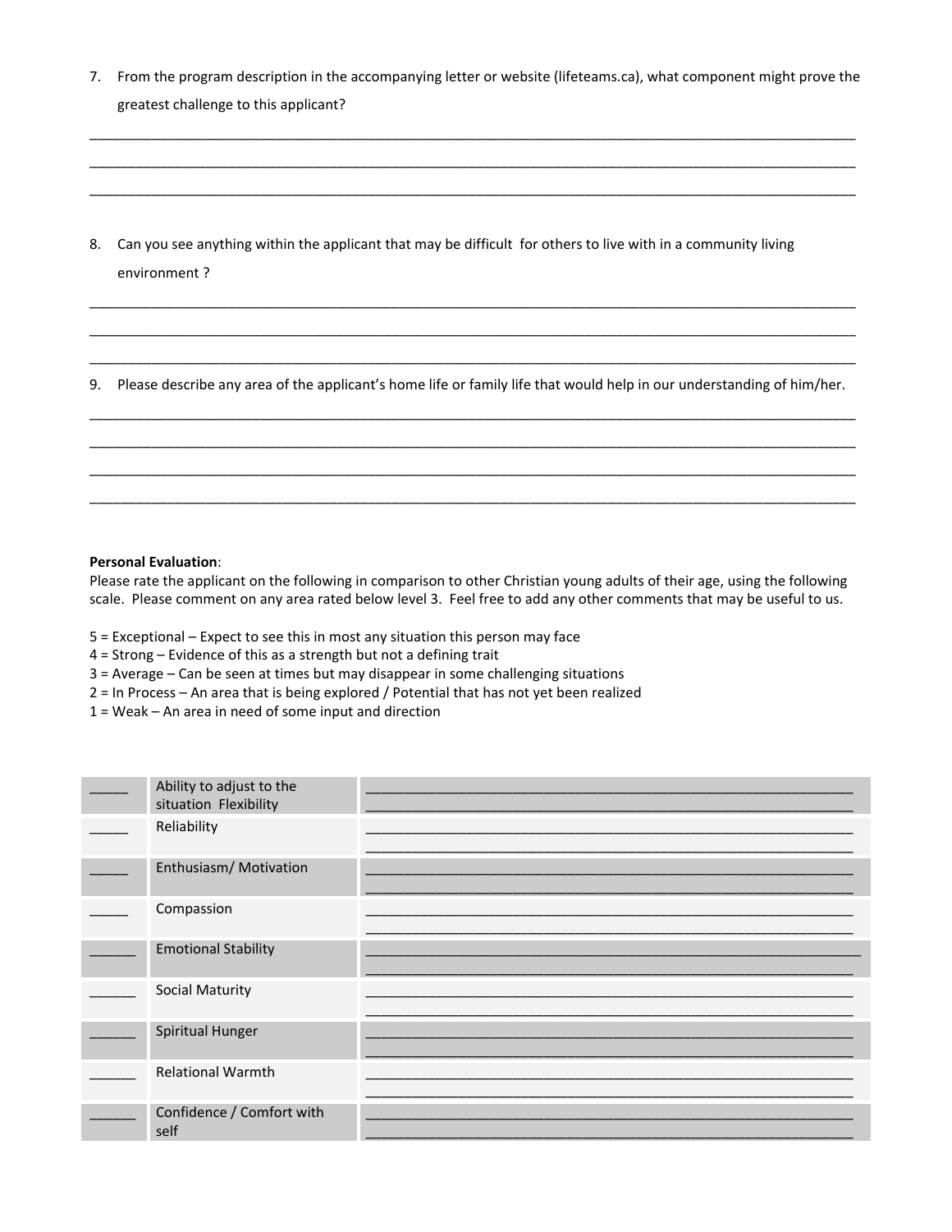7. From the program description in the accompanying letter or website (lifeteams.ca), what component might prove the greatest challenge to this applicant?

______________________________________________________________________________________________

______________________________________________________________________________________________

______________________________________________________________________________________________

8. Can you see anything within the applicant that may be difficult for others to live with in a community living environment ?

______________________________________________________________________________________________

______________________________________________________________________________________________

______________________________________________________________________________________________

9. Please describe any area of the applicant's home life or family life that would help in our understanding of him/her.

______________________________________________________________________________________________

______________________________________________________________________________________________

______________________________________________________________________________________________

______________________________________________________________________________________________

**Personal Evaluation**:
Please rate the applicant on the following in comparison to other Christian young adults of their age, using the following scale. Please comment on any area rated below level 3. Feel free to add any other comments that may be useful to us.

5 = Exceptional – Expect to see this in most any situation this person may face
4 = Strong – Evidence of this as a strength but not a defining trait
3 = Average – Can be seen at times but may disappear in some challenging situations
2 = In Process – An area that is being explored / Potential that has not yet been realized
1 = Weak – An area in need of some input and direction

| | | |
|---|---|---|
| _____ | Ability to adjust to the situation Flexibility | ______________________________ |
| _____ | Reliability | ______________________________ |
| _____ | Enthusiasm/ Motivation | ______________________________ |
| _____ | Compassion | ______________________________ |
| _____ | Emotional Stability | ______________________________ |
| _____ | Social Maturity | ______________________________ |
| _____ | Spiritual Hunger | ______________________________ |
| _____ | Relational Warmth | ______________________________ |
| _____ | Confidence / Comfort with self | ______________________________ |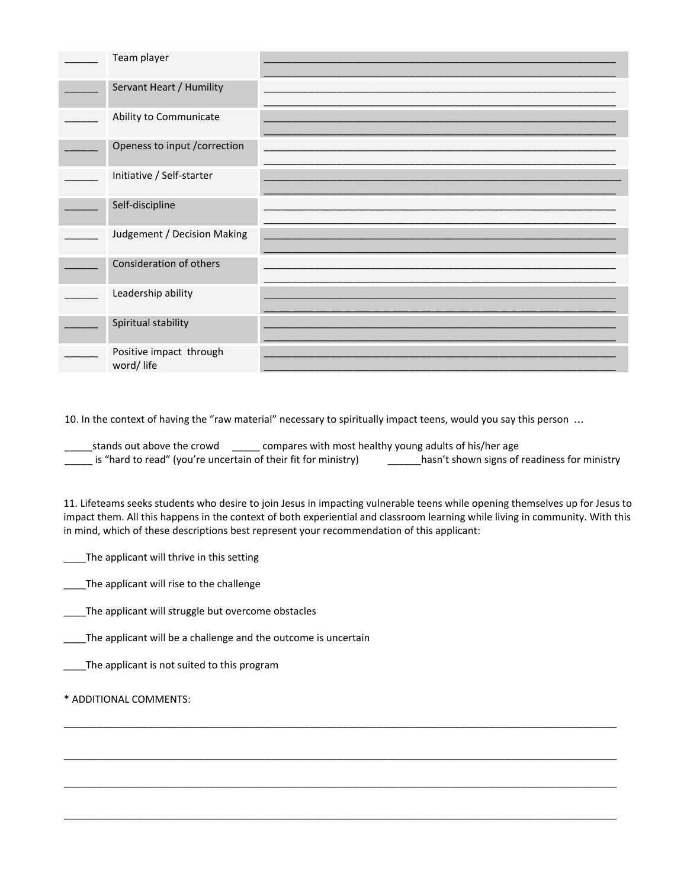| | | |
|---|---|---|
| ______ | Team player | ______________________________ |
| ______ | Servant Heart / Humility | ______________________________ |
| ______ | Ability to Communicate | ______________________________ |
| ______ | Openess to input /correction | ______________________________ |
| ______ | Initiative / Self-starter | ______________________________ |
| ______ | Self-discipline | ______________________________ |
| ______ | Judgement / Decision Making | ______________________________ |
| ______ | Consideration of others | ______________________________ |
| ______ | Leadership ability | ______________________________ |
| ______ | Spiritual stability | ______________________________ |
| ______ | Positive impact through word/ life | ______________________________ |

10. In the context of having the "raw material" necessary to spiritually impact teens, would you say this person …

_____stands out above the crowd _____ compares with most healthy young adults of his/her age
_____ is "hard to read" (you're uncertain of their fit for ministry) ______hasn't shown signs of readiness for ministry

11. Lifeteams seeks students who desire to join Jesus in impacting vulnerable teens while opening themselves up for Jesus to impact them. All this happens in the context of both experiential and classroom learning while living in community. With this in mind, which of these descriptions best represent your recommendation of this applicant:

____The applicant will thrive in this setting

____The applicant will rise to the challenge

____The applicant will struggle but overcome obstacles

____The applicant will be a challenge and the outcome is uncertain

____The applicant is not suited to this program

* ADDITIONAL COMMENTS:

________________________________________________________________________________

________________________________________________________________________________

________________________________________________________________________________

________________________________________________________________________________